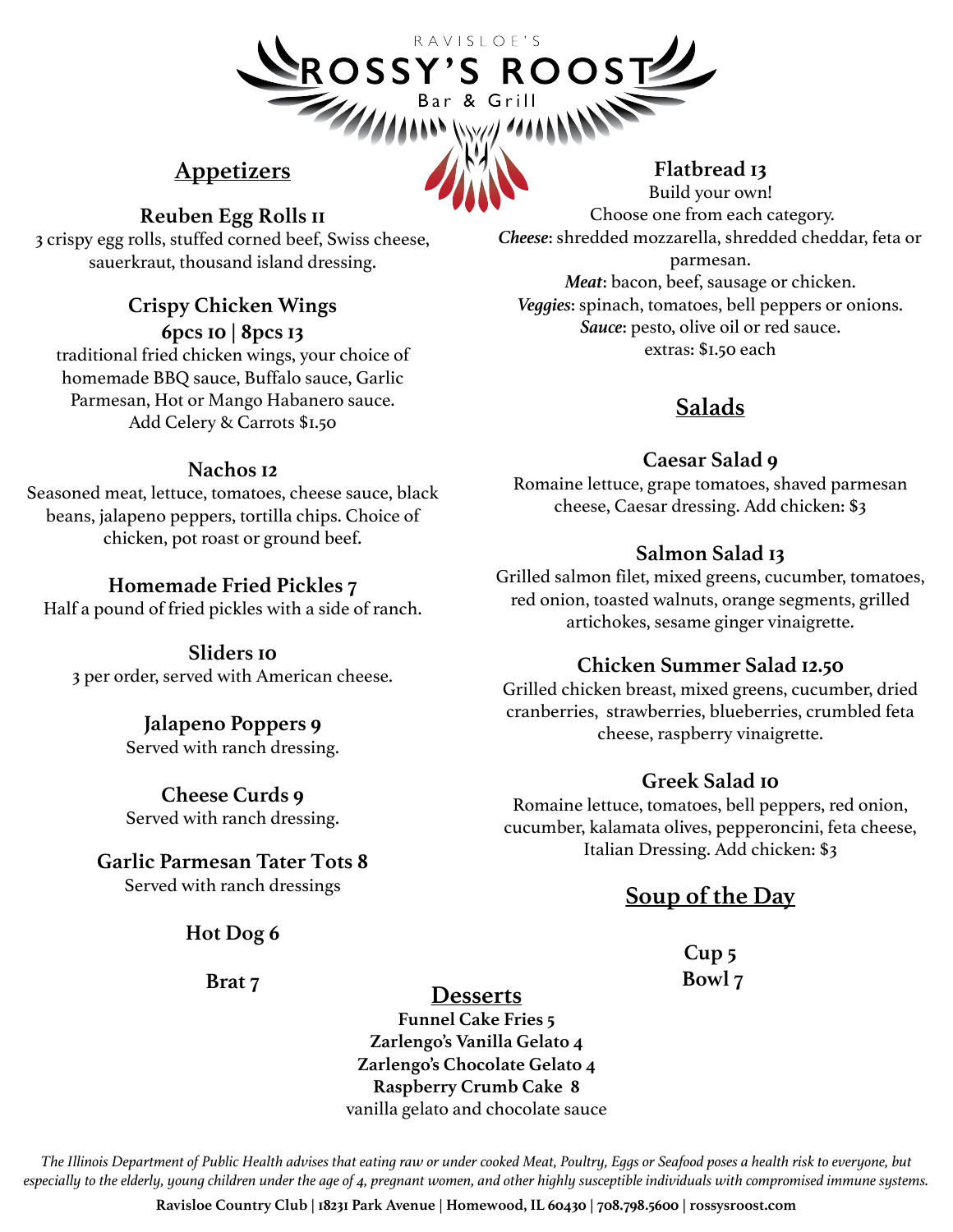RAVISLOE'S

# ROSSY'S ROOST

Bar & Grill

## Appetizers

### Reuben Egg Rolls 11
3 crispy egg rolls, stuffed corned beef, Swiss cheese, sauerkraut, thousand island dressing.

### Crispy Chicken Wings
**6pcs 10 | 8pcs 13**

traditional fried chicken wings, your choice of homemade BBQ sauce, Buffalo sauce, Garlic Parmesan, Hot or Mango Habanero sauce. Add Celery & Carrots $1.50

### Nachos 12
Seasoned meat, lettuce, tomatoes, cheese sauce, black beans, jalapeno peppers, tortilla chips. Choice of chicken, pot roast or ground beef.

### Homemade Fried Pickles 7
Half a pound of fried pickles with a side of ranch.

### Sliders 10
3 per order, served with American cheese.

### Jalapeno Poppers 9
Served with ranch dressing.

### Cheese Curds 9
Served with ranch dressing.

### Garlic Parmesan Tater Tots 8
Served with ranch dressings

### Hot Dog 6

### Brat 7

### Flatbread 13
Build your own!
Choose one from each category.
***Cheese***: shredded mozzarella, shredded cheddar, feta or parmesan.
***Meat***: bacon, beef, sausage or chicken.
***Veggies***: spinach, tomatoes, bell peppers or onions.
***Sauce***: pesto, olive oil or red sauce.
extras: $1.50 each

## Salads

### Caesar Salad 9
Romaine lettuce, grape tomatoes, shaved parmesan cheese, Caesar dressing. Add chicken: $3

### Salmon Salad 13
Grilled salmon filet, mixed greens, cucumber, tomatoes, red onion, toasted walnuts, orange segments, grilled artichokes, sesame ginger vinaigrette.

### Chicken Summer Salad 12.50
Grilled chicken breast, mixed greens, cucumber, dried cranberries, strawberries, blueberries, crumbled feta cheese, raspberry vinaigrette.

### Greek Salad 10
Romaine lettuce, tomatoes, bell peppers, red onion, cucumber, kalamata olives, pepperoncini, feta cheese, Italian Dressing. Add chicken: $3

## Soup of the Day

**Cup 5**
**Bowl 7**

## Desserts

**Funnel Cake Fries 5**
**Zarlengo's Vanilla Gelato 4**
**Zarlengo's Chocolate Gelato 4**
**Raspberry Crumb Cake 8**
vanilla gelato and chocolate sauce

*The Illinois Department of Public Health advises that eating raw or under cooked Meat, Poultry, Eggs or Seafood poses a health risk to everyone, but especially to the elderly, young children under the age of 4, pregnant women, and other highly susceptible individuals with compromised immune systems.*

**Ravisloe Country Club | 18231 Park Avenue | Homewood, IL 60430 | 708.798.5600 | rossysroost.com**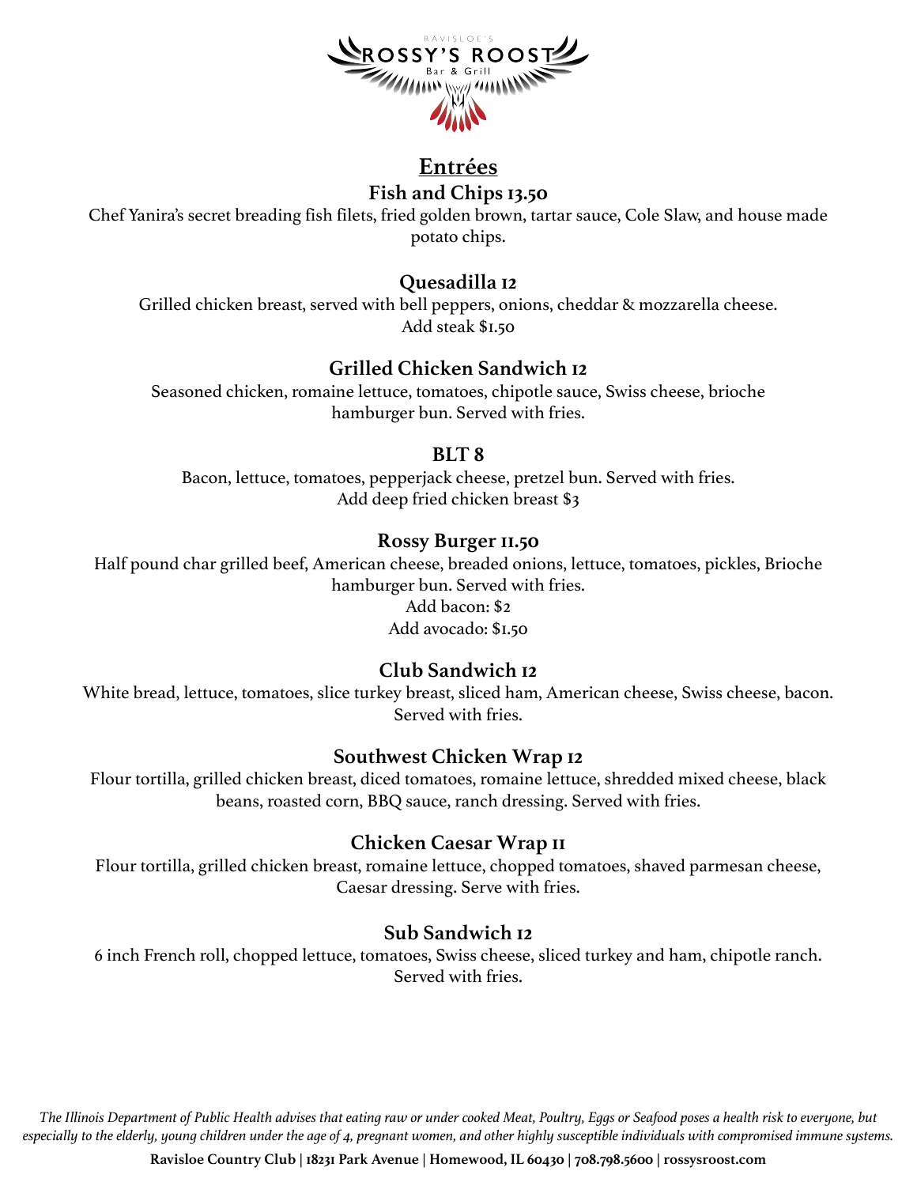RAVISLOE'S

ROSSY'S ROOST

Bar & Grill

## Entrées

### Fish and Chips 13.50

Chef Yanira's secret breading fish filets, fried golden brown, tartar sauce, Cole Slaw, and house made potato chips.

### Quesadilla 12

Grilled chicken breast, served with bell peppers, onions, cheddar & mozzarella cheese.
Add steak $1.50

### Grilled Chicken Sandwich 12

Seasoned chicken, romaine lettuce, tomatoes, chipotle sauce, Swiss cheese, brioche hamburger bun. Served with fries.

### BLT 8

Bacon, lettuce, tomatoes, pepperjack cheese, pretzel bun. Served with fries.
Add deep fried chicken breast $3

### Rossy Burger 11.50

Half pound char grilled beef, American cheese, breaded onions, lettuce, tomatoes, pickles, Brioche hamburger bun. Served with fries.
Add bacon: $2
Add avocado: $1.50

### Club Sandwich 12

White bread, lettuce, tomatoes, slice turkey breast, sliced ham, American cheese, Swiss cheese, bacon. Served with fries.

### Southwest Chicken Wrap 12

Flour tortilla, grilled chicken breast, diced tomatoes, romaine lettuce, shredded mixed cheese, black beans, roasted corn, BBQ sauce, ranch dressing. Served with fries.

### Chicken Caesar Wrap 11

Flour tortilla, grilled chicken breast, romaine lettuce, chopped tomatoes, shaved parmesan cheese, Caesar dressing. Serve with fries.

### Sub Sandwich 12

6 inch French roll, chopped lettuce, tomatoes, Swiss cheese, sliced turkey and ham, chipotle ranch. Served with fries.

*The Illinois Department of Public Health advises that eating raw or under cooked Meat, Poultry, Eggs or Seafood poses a health risk to everyone, but especially to the elderly, young children under the age of 4, pregnant women, and other highly susceptible individuals with compromised immune systems.*

**Ravisloe Country Club | 18231 Park Avenue | Homewood, IL 60430 | 708.798.5600 | rossysroost.com**